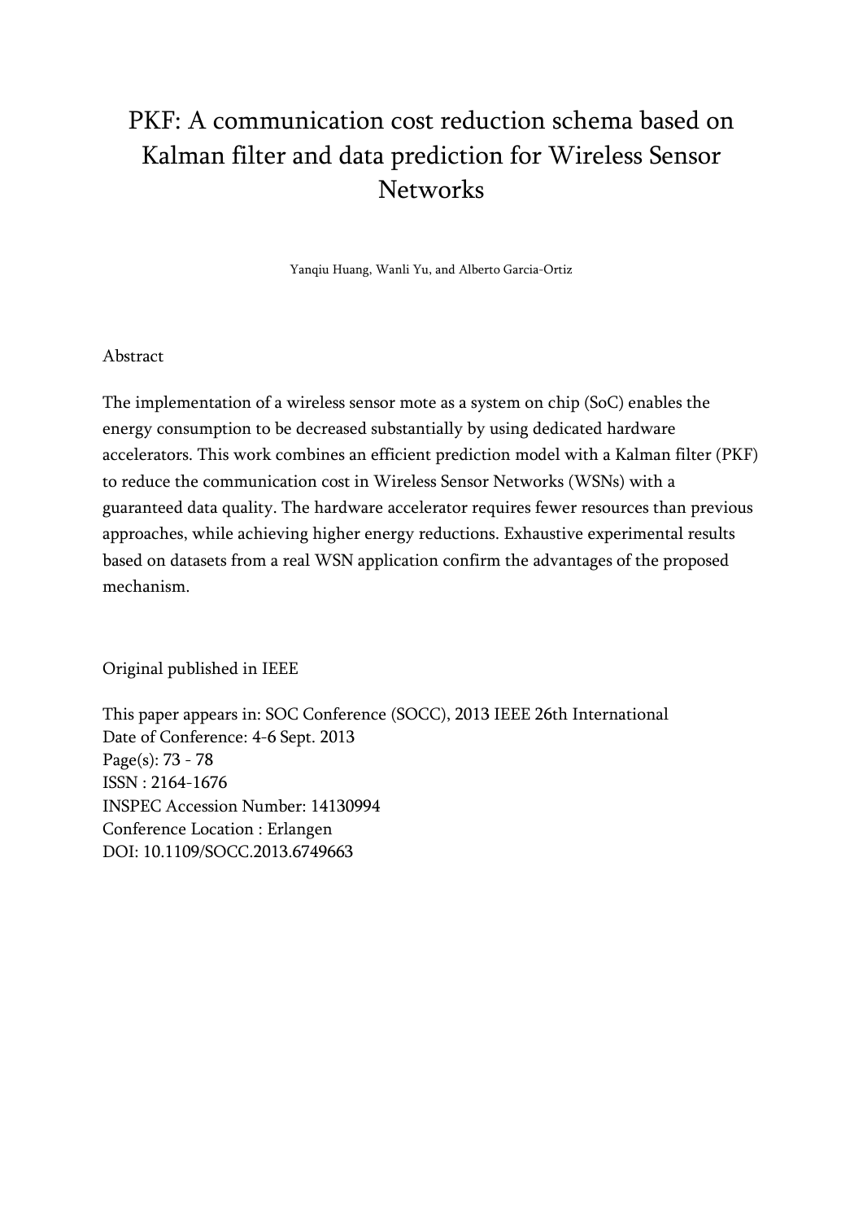# PKF: A communication cost reduction schema based on Kalman filter and data prediction for Wireless Sensor Networks

Yanqiu Huang, Wanli Yu, and Alberto Garcia-Ortiz

Abstract

The implementation of a wireless sensor mote as a system on chip (SoC) enables the energy consumption to be decreased substantially by using dedicated hardware accelerators. This work combines an efficient prediction model with a Kalman filter (PKF) to reduce the communication cost in Wireless Sensor Networks (WSNs) with a guaranteed data quality. The hardware accelerator requires fewer resources than previous approaches, while achieving higher energy reductions. Exhaustive experimental results based on datasets from a real WSN application confirm the advantages of the proposed mechanism.

Original published in IEEE

This paper appears in: SOC Conference (SOCC), 2013 IEEE 26th International
Date of Conference: 4-6 Sept. 2013
Page(s): 73 - 78
ISSN : 2164-1676
INSPEC Accession Number: 14130994
Conference Location : Erlangen
DOI: 10.1109/SOCC.2013.6749663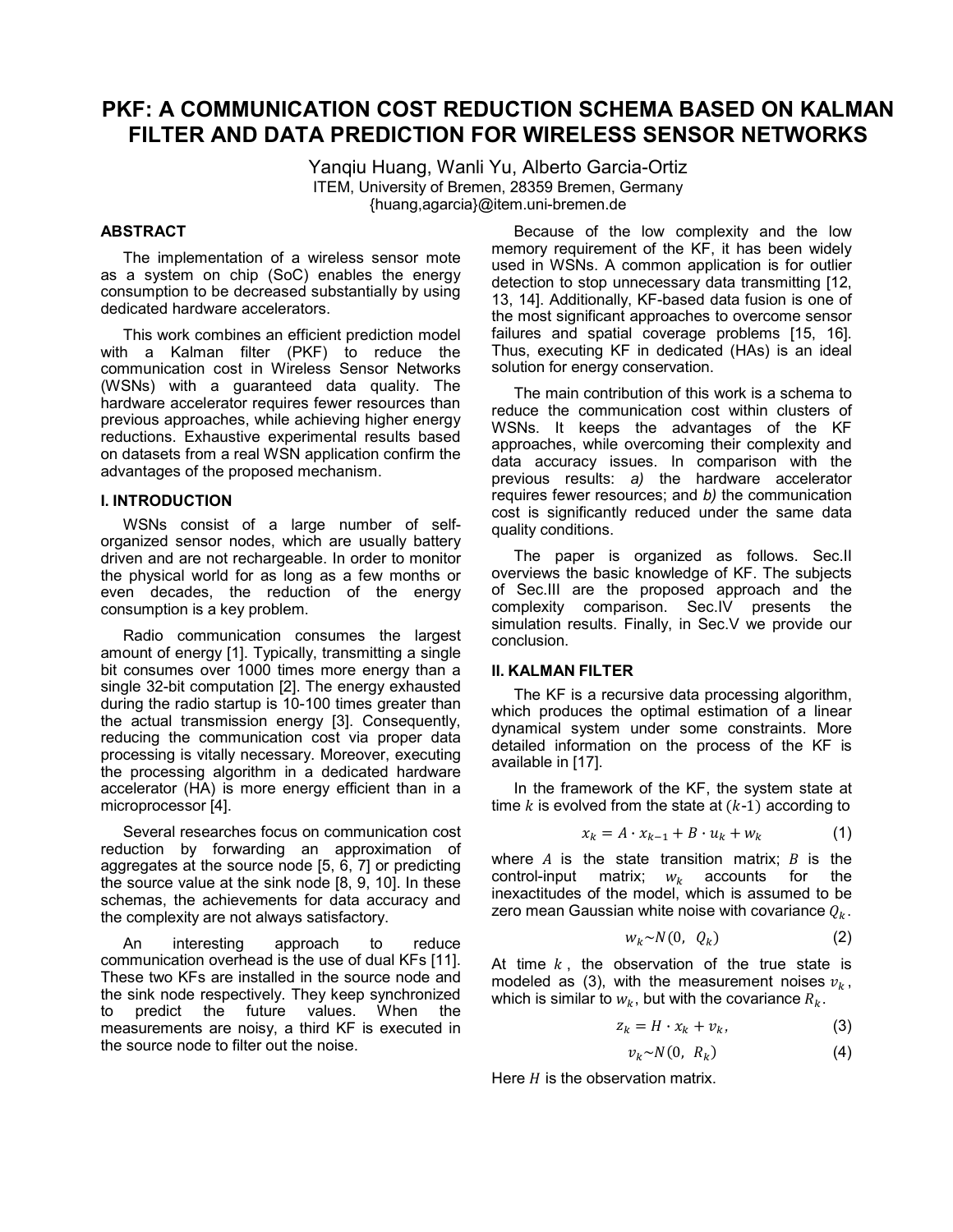# PKF: A COMMUNICATION COST REDUCTION SCHEMA BASED ON KALMAN FILTER AND DATA PREDICTION FOR WIRELESS SENSOR NETWORKS

Yanqiu Huang, Wanli Yu, Alberto Garcia-Ortiz
ITEM, University of Bremen, 28359 Bremen, Germany
{huang,agarcia}@item.uni-bremen.de

## ABSTRACT

The implementation of a wireless sensor mote as a system on chip (SoC) enables the energy consumption to be decreased substantially by using dedicated hardware accelerators.

This work combines an efficient prediction model with a Kalman filter (PKF) to reduce the communication cost in Wireless Sensor Networks (WSNs) with a guaranteed data quality. The hardware accelerator requires fewer resources than previous approaches, while achieving higher energy reductions. Exhaustive experimental results based on datasets from a real WSN application confirm the advantages of the proposed mechanism.

## I. INTRODUCTION

WSNs consist of a large number of self-organized sensor nodes, which are usually battery driven and are not rechargeable. In order to monitor the physical world for as long as a few months or even decades, the reduction of the energy consumption is a key problem.

Radio communication consumes the largest amount of energy [1]. Typically, transmitting a single bit consumes over 1000 times more energy than a single 32-bit computation [2]. The energy exhausted during the radio startup is 10-100 times greater than the actual transmission energy [3]. Consequently, reducing the communication cost via proper data processing is vitally necessary. Moreover, executing the processing algorithm in a dedicated hardware accelerator (HA) is more energy efficient than in a microprocessor [4].

Several researches focus on communication cost reduction by forwarding an approximation of aggregates at the source node [5, 6, 7] or predicting the source value at the sink node [8, 9, 10]. In these schemas, the achievements for data accuracy and the complexity are not always satisfactory.

An interesting approach to reduce communication overhead is the use of dual KFs [11]. These two KFs are installed in the source node and the sink node respectively. They keep synchronized to predict the future values. When the measurements are noisy, a third KF is executed in the source node to filter out the noise.

Because of the low complexity and the low memory requirement of the KF, it has been widely used in WSNs. A common application is for outlier detection to stop unnecessary data transmitting [12, 13, 14]. Additionally, KF-based data fusion is one of the most significant approaches to overcome sensor failures and spatial coverage problems [15, 16]. Thus, executing KF in dedicated (HAs) is an ideal solution for energy conservation.

The main contribution of this work is a schema to reduce the communication cost within clusters of WSNs. It keeps the advantages of the KF approaches, while overcoming their complexity and data accuracy issues. In comparison with the previous results: *a)* the hardware accelerator requires fewer resources; and *b)* the communication cost is significantly reduced under the same data quality conditions.

The paper is organized as follows. Sec.II overviews the basic knowledge of KF. The subjects of Sec.III are the proposed approach and the complexity comparison. Sec.IV presents the simulation results. Finally, in Sec.V we provide our conclusion.

## II. KALMAN FILTER

The KF is a recursive data processing algorithm, which produces the optimal estimation of a linear dynamical system under some constraints. More detailed information on the process of the KF is available in [17].

In the framework of the KF, the system state at time $k$ is evolved from the state at $(k\text{-}1)$ according to

$$x_k = A \cdot x_{k-1} + B \cdot u_k + w_k \qquad (1)$$

where $A$ is the state transition matrix; $B$ is the control-input matrix; $w_k$ accounts for the inexactitudes of the model, which is assumed to be zero mean Gaussian white noise with covariance $Q_k$.

$$w_k \sim N(0,\ Q_k) \qquad (2)$$

At time $k$, the observation of the true state is modeled as (3), with the measurement noises $v_k$, which is similar to $w_k$, but with the covariance $R_k$.

$$z_k = H \cdot x_k + v_k, \qquad (3)$$

$$v_k \sim N(0,\ R_k) \qquad (4)$$

Here $H$ is the observation matrix.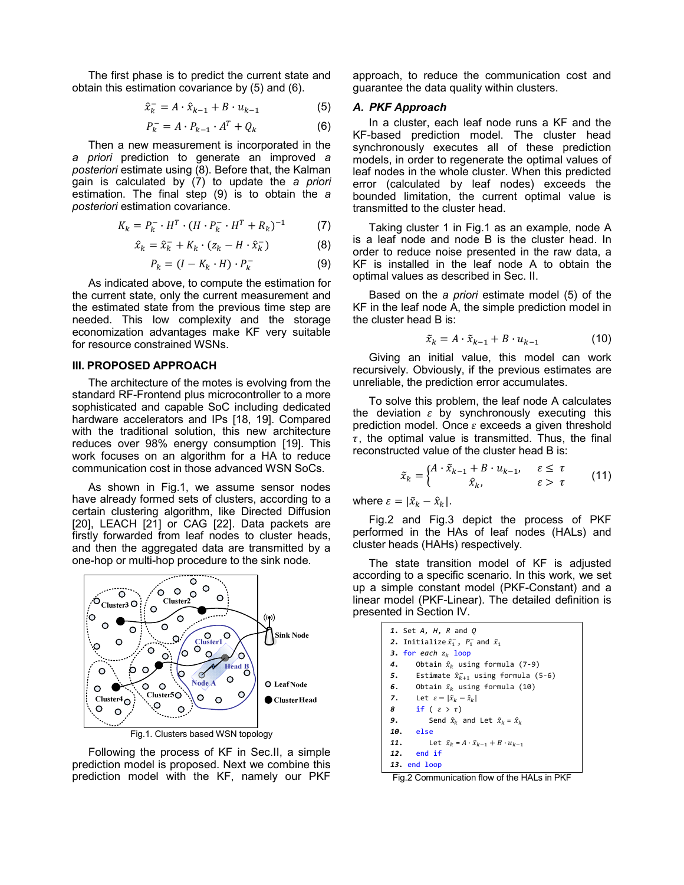The first phase is to predict the current state and obtain this estimation covariance by (5) and (6).

$$\hat{x}_k^- = A \cdot \hat{x}_{k-1} + B \cdot u_{k-1} \quad (5)$$

$$P_k^- = A \cdot P_{k-1} \cdot A^T + Q_k \quad (6)$$

Then a new measurement is incorporated in the *a priori* prediction to generate an improved *a posteriori* estimate using (8). Before that, the Kalman gain is calculated by (7) to update the *a priori* estimation. The final step (9) is to obtain the *a posteriori* estimation covariance.

$$K_k = P_k^- \cdot H^T \cdot (H \cdot P_k^- \cdot H^T + R_k)^{-1} \quad (7)$$

$$\hat{x}_k = \hat{x}_k^- + K_k \cdot (z_k - H \cdot \hat{x}_k^-) \quad (8)$$

$$P_k = (I - K_k \cdot H) \cdot P_k^- \quad (9)$$

As indicated above, to compute the estimation for the current state, only the current measurement and the estimated state from the previous time step are needed. This low complexity and the storage economization advantages make KF very suitable for resource constrained WSNs.

## III. PROPOSED APPROACH

The architecture of the motes is evolving from the standard RF-Frontend plus microcontroller to a more sophisticated and capable SoC including dedicated hardware accelerators and IPs [18, 19]. Compared with the traditional solution, this new architecture reduces over 98% energy consumption [19]. This work focuses on an algorithm for a HA to reduce communication cost in those advanced WSN SoCs.

As shown in Fig.1, we assume sensor nodes have already formed sets of clusters, according to a certain clustering algorithm, like Directed Diffusion [20], LEACH [21] or CAG [22]. Data packets are firstly forwarded from leaf nodes to cluster heads, and then the aggregated data are transmitted by a one-hop or multi-hop procedure to the sink node.

Fig.1. Clusters based WSN topology

Following the process of KF in Sec.II, a simple prediction model is proposed. Next we combine this prediction model with the KF, namely our PKF approach, to reduce the communication cost and guarantee the data quality within clusters.

### A. PKF Approach

In a cluster, each leaf node runs a KF and the KF-based prediction model. The cluster head synchronously executes all of these prediction models, in order to regenerate the optimal values of leaf nodes in the whole cluster. When this predicted error (calculated by leaf nodes) exceeds the bounded limitation, the current optimal value is transmitted to the cluster head.

Taking cluster 1 in Fig.1 as an example, node A is a leaf node and node B is the cluster head. In order to reduce noise presented in the raw data, a KF is installed in the leaf node A to obtain the optimal values as described in Sec. II.

Based on the *a priori* estimate model (5) of the KF in the leaf node A, the simple prediction model in the cluster head B is:

$$\tilde{x}_k = A \cdot \tilde{x}_{k-1} + B \cdot u_{k-1} \quad (10)$$

Giving an initial value, this model can work recursively. Obviously, if the previous estimates are unreliable, the prediction error accumulates.

To solve this problem, the leaf node A calculates the deviation $\varepsilon$ by synchronously executing this prediction model. Once $\varepsilon$ exceeds a given threshold $\tau$, the optimal value is transmitted. Thus, the final reconstructed value of the cluster head B is:

$$\tilde{x}_k = \begin{cases} A \cdot \tilde{x}_{k-1} + B \cdot u_{k-1}, & \varepsilon \le \tau \\ \hat{x}_k, & \varepsilon > \tau \end{cases} \quad (11)$$

where $\varepsilon = |\tilde{x}_k - \hat{x}_k|$.

Fig.2 and Fig.3 depict the process of PKF performed in the HAs of leaf nodes (HALs) and cluster heads (HAHs) respectively.

The state transition model of KF is adjusted according to a specific scenario. In this work, we set up a simple constant model (PKF-Constant) and a linear model (PKF-Linear). The detailed definition is presented in Section IV.

```
1.  Set A, H, R and Q
2.  Initialize x̂₁⁻, P₁⁻ and x̃₁
3.  for each z_k loop
4.     Obtain x̂_k using formula (7-9)
5.     Estimate x̂⁻_{k+1} using formula (5-6)
6.     Obtain x̃_k using formula (10)
7.     Let ε = |x̃_k − x̂_k|
8      if ( ε > τ)
9.        Send x̂_k and Let x̃_k = x̂_k
10.    else
11.       Let x̃_k = A·x̃_{k−1} + B·u_{k−1}
12.    end if
13. end loop
```

Fig.2 Communication flow of the HALs in PKF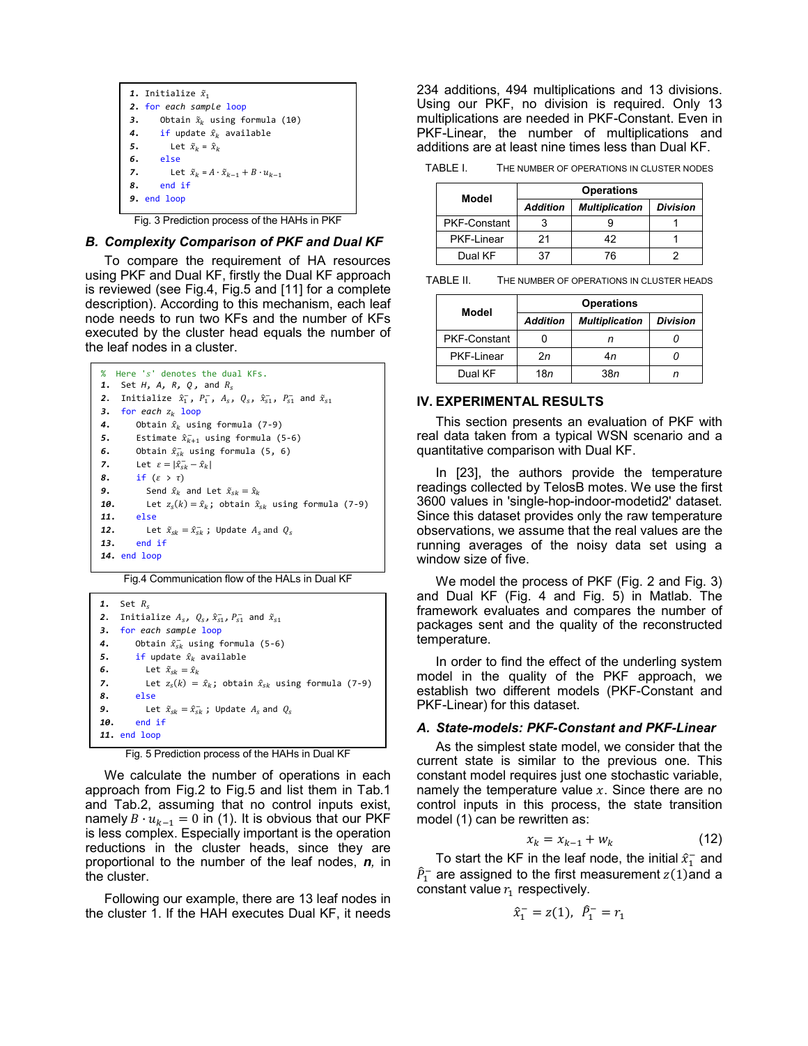```
1. Initialize x̃_1
2. for each sample loop
3.    Obtain x̃_k using formula (10)
4.    if update x̂_k available
5.      Let x̃_k = x̂_k
6.    else
7.      Let x̃_k = A·x̃_{k-1} + B·u_{k-1}
8.    end if
9. end loop
```

Fig. 3 Prediction process of the HAHs in PKF

### B. Complexity Comparison of PKF and Dual KF

To compare the requirement of HA resources using PKF and Dual KF, firstly the Dual KF approach is reviewed (see Fig.4, Fig.5 and [11] for a complete description). According to this mechanism, each leaf node needs to run two KFs and the number of KFs executed by the cluster head equals the number of the leaf nodes in a cluster.

```
%  Here 's' denotes the dual KFs.
1.  Set H, A, R, Q, and R_s
2.  Initialize x̂_1^-, P_1^-, A_s, Q_s, x̂_s1^-, P_s1^- and x̃_s1
3.  for each z_k loop
4.     Obtain x̂_k using formula (7-9)
5.     Estimate x̂_{k+1}^- using formula (5-6)
6.     Obtain x̃_sk using formula (5, 6)
7.     Let ε = |x̃_sk^- − x̂_k|
8.     if (ε > τ)
9.       Send x̂_k and Let x̃_sk = x̂_k
10.      Let z_s(k) = x̂_k; obtain x̃_sk using formula (7-9)
11.    else
12.      Let x̃_sk = x̃_sk^- ; Update A_s and Q_s
13.    end if
14. end loop
```

Fig.4 Communication flow of the HALs in Dual KF

```
1.  Set R_s
2.  Initialize A_s, Q_s, x̂_s1^-, P_s1^- and x̃_s1
3.  for each sample loop
4.     Obtain x̃_sk^- using formula (5-6)
5.     if update x̂_k available
6.       Let x̃_sk = x̂_k
7.       Let z_s(k) = x̂_k; obtain x̃_sk using formula (7-9)
8.     else
9.       Let x̃_sk = x̃_sk^- ; Update A_s and Q_s
10.    end if
11. end loop
```

Fig. 5 Prediction process of the HAHs in Dual KF

We calculate the number of operations in each approach from Fig.2 to Fig.5 and list them in Tab.1 and Tab.2, assuming that no control inputs exist, namely $B \cdot u_{k-1} = 0$ in (1). It is obvious that our PKF is less complex. Especially important is the operation reductions in the cluster heads, since they are proportional to the number of the leaf nodes, ***n***, in the cluster.

Following our example, there are 13 leaf nodes in the cluster 1. If the HAH executes Dual KF, it needs 234 additions, 494 multiplications and 13 divisions. Using our PKF, no division is required. Only 13 multiplications are needed in PKF-Constant. Even in PKF-Linear, the number of multiplications and additions are at least nine times less than Dual KF.

TABLE I. THE NUMBER OF OPERATIONS IN CLUSTER NODES

| Model | Operations | | |
|---|---|---|---|
| | ***Addition*** | ***Multiplication*** | ***Division*** |
| PKF-Constant | 3 | 9 | 1 |
| PKF-Linear | 21 | 42 | 1 |
| Dual KF | 37 | 76 | 2 |

TABLE II. THE NUMBER OF OPERATIONS IN CLUSTER HEADS

| Model | Operations | | |
|---|---|---|---|
| | ***Addition*** | ***Multiplication*** | ***Division*** |
| PKF-Constant | 0 | $n$ | 0 |
| PKF-Linear | $2n$ | $4n$ | 0 |
| Dual KF | $18n$ | $38n$ | $n$ |

## IV. EXPERIMENTAL RESULTS

This section presents an evaluation of PKF with real data taken from a typical WSN scenario and a quantitative comparison with Dual KF.

In [23], the authors provide the temperature readings collected by TelosB motes. We use the first 3600 values in 'single-hop-indoor-modetid2' dataset. Since this dataset provides only the raw temperature observations, we assume that the real values are the running averages of the noisy data set using a window size of five.

We model the process of PKF (Fig. 2 and Fig. 3) and Dual KF (Fig. 4 and Fig. 5) in Matlab. The framework evaluates and compares the number of packages sent and the quality of the reconstructed temperature.

In order to find the effect of the underling system model in the quality of the PKF approach, we establish two different models (PKF-Constant and PKF-Linear) for this dataset.

### A. State-models: PKF-Constant and PKF-Linear

As the simplest state model, we consider that the current state is similar to the previous one. This constant model requires just one stochastic variable, namely the temperature value $x$. Since there are no control inputs in this process, the state transition model (1) can be rewritten as:

$$x_k = x_{k-1} + w_k \tag{12}$$

To start the KF in the leaf node, the initial $\hat{x}_1^-$ and $\hat{P}_1^-$ are assigned to the first measurement $z(1)$and a constant value $r_1$ respectively.

$$\hat{x}_1^- = z(1), \;\; \hat{P}_1^- = r_1$$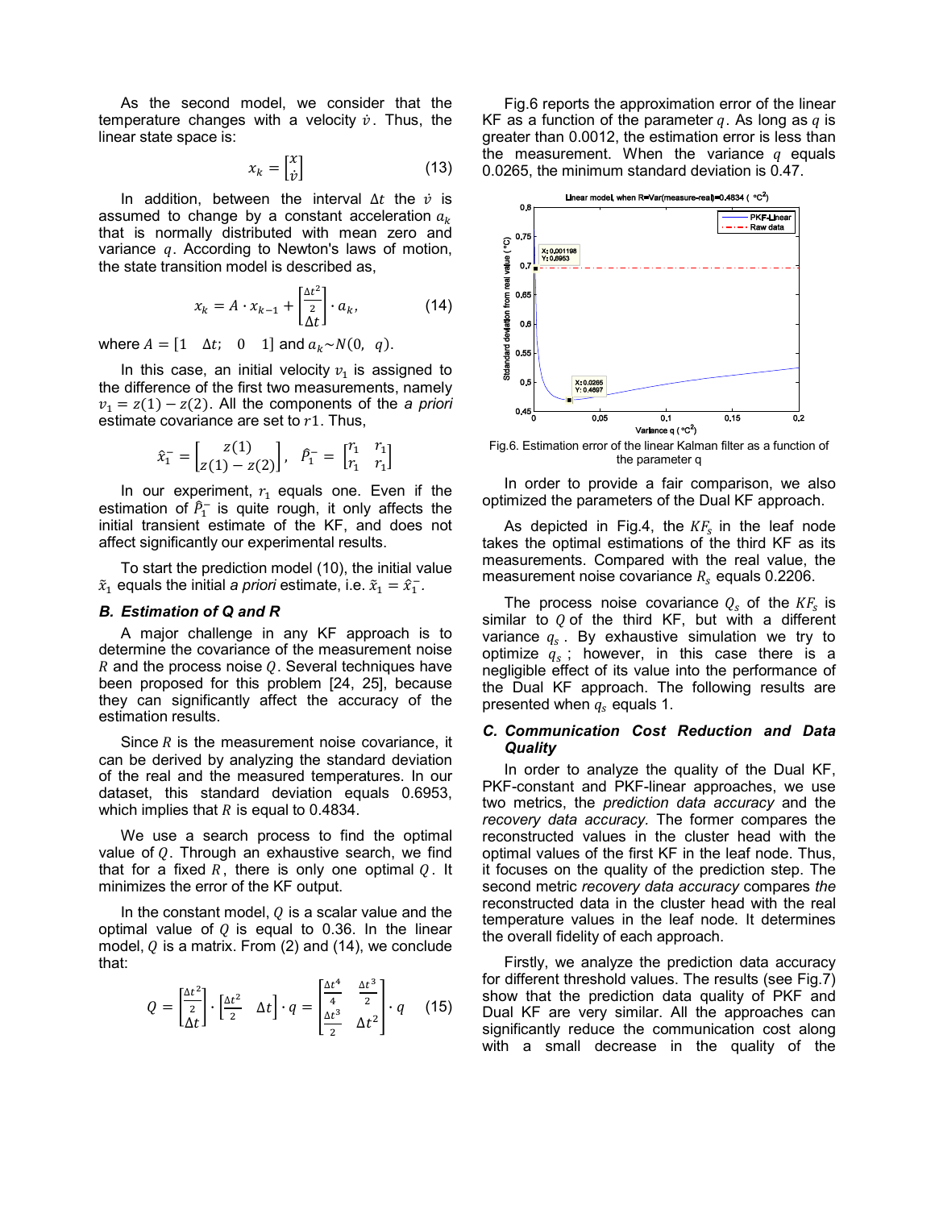As the second model, we consider that the temperature changes with a velocity $\dot{v}$. Thus, the linear state space is:

$$x_k = \begin{bmatrix} x \\ \dot{v} \end{bmatrix} \tag{13}$$

In addition, between the interval $\Delta t$ the $\dot{v}$ is assumed to change by a constant acceleration $a_k$ that is normally distributed with mean zero and variance $q$. According to Newton's laws of motion, the state transition model is described as,

$$x_k = A \cdot x_{k-1} + \begin{bmatrix} \frac{\Delta t^2}{2} \\ \Delta t \end{bmatrix} \cdot a_k, \tag{14}$$

where $A = [1 \quad \Delta t; \quad 0 \quad 1]$ and $a_k \sim N(0, \ q)$.

In this case, an initial velocity $v_1$ is assigned to the difference of the first two measurements, namely $v_1 = z(1) - z(2)$. All the components of the *a priori* estimate covariance are set to $r1$. Thus,

$$\hat{x}_1^- = \begin{bmatrix} z(1) \\ z(1) - z(2) \end{bmatrix}, \ \ \hat{P}_1^- = \begin{bmatrix} r_1 & r_1 \\ r_1 & r_1 \end{bmatrix}$$

In our experiment, $r_1$ equals one. Even if the estimation of $\hat{P}_1^-$ is quite rough, it only affects the initial transient estimate of the KF, and does not affect significantly our experimental results.

To start the prediction model (10), the initial value $\tilde{x}_1$ equals the initial *a priori* estimate, i.e. $\tilde{x}_1 = \hat{x}_1^-$.

### *B. Estimation of Q and R*

A major challenge in any KF approach is to determine the covariance of the measurement noise $R$ and the process noise $Q$. Several techniques have been proposed for this problem [24, 25], because they can significantly affect the accuracy of the estimation results.

Since $R$ is the measurement noise covariance, it can be derived by analyzing the standard deviation of the real and the measured temperatures. In our dataset, this standard deviation equals 0.6953, which implies that $R$ is equal to 0.4834.

We use a search process to find the optimal value of $Q$. Through an exhaustive search, we find that for a fixed $R$, there is only one optimal $Q$. It minimizes the error of the KF output.

In the constant model, $Q$ is a scalar value and the optimal value of $Q$ is equal to 0.36. In the linear model, $Q$ is a matrix. From (2) and (14), we conclude that:

$$Q = \begin{bmatrix} \frac{\Delta t^2}{2} \\ \Delta t \end{bmatrix} \cdot \begin{bmatrix} \frac{\Delta t^2}{2} & \Delta t \end{bmatrix} \cdot q = \begin{bmatrix} \frac{\Delta t^4}{4} & \frac{\Delta t^3}{2} \\ \frac{\Delta t^3}{2} & \Delta t^2 \end{bmatrix} \cdot q \tag{15}$$

Fig.6 reports the approximation error of the linear KF as a function of the parameter $q$. As long as $q$ is greater than 0.0012, the estimation error is less than the measurement. When the variance $q$ equals 0.0265, the minimum standard deviation is 0.47.

Fig.6. Estimation error of the linear Kalman filter as a function of the parameter q

In order to provide a fair comparison, we also optimized the parameters of the Dual KF approach.

As depicted in Fig.4, the $KF_s$ in the leaf node takes the optimal estimations of the third KF as its measurements. Compared with the real value, the measurement noise covariance $R_s$ equals 0.2206.

The process noise covariance $Q_s$ of the $KF_s$ is similar to $Q$ of the third KF, but with a different variance $q_s$. By exhaustive simulation we try to optimize $q_s$; however, in this case there is a negligible effect of its value into the performance of the Dual KF approach. The following results are presented when $q_s$ equals 1.

### *C. Communication Cost Reduction and Data Quality*

In order to analyze the quality of the Dual KF, PKF-constant and PKF-linear approaches, we use two metrics, the *prediction data accuracy* and the *recovery data accuracy.* The former compares the reconstructed values in the cluster head with the optimal values of the first KF in the leaf node. Thus, it focuses on the quality of the prediction step. The second metric *recovery data accuracy* compares *the* reconstructed data in the cluster head with the real temperature values in the leaf node. It determines the overall fidelity of each approach.

Firstly, we analyze the prediction data accuracy for different threshold values. The results (see Fig.7) show that the prediction data quality of PKF and Dual KF are very similar. All the approaches can significantly reduce the communication cost along with a small decrease in the quality of the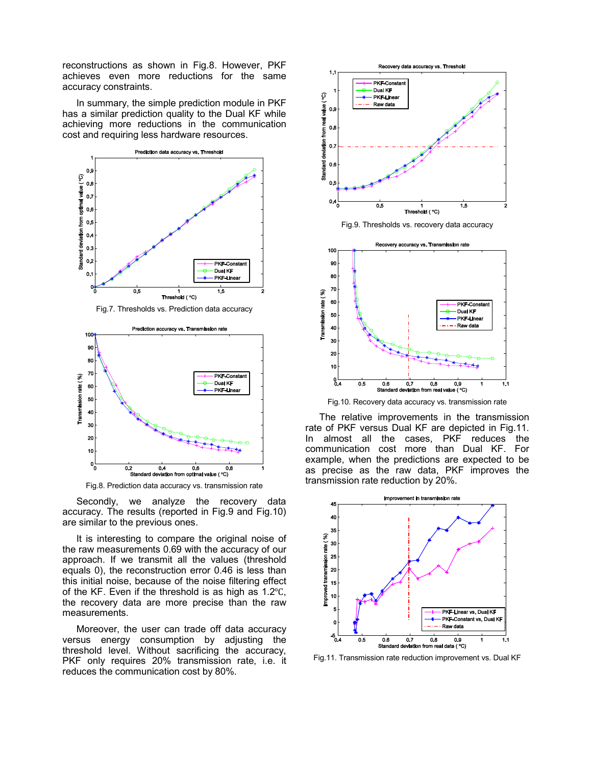reconstructions as shown in Fig.8. However, PKF achieves even more reductions for the same accuracy constraints.

In summary, the simple prediction module in PKF has a similar prediction quality to the Dual KF while achieving more reductions in the communication cost and requiring less hardware resources.

Fig.7. Thresholds vs. Prediction data accuracy

Fig.8. Prediction data accuracy vs. transmission rate

Secondly, we analyze the recovery data accuracy. The results (reported in Fig.9 and Fig.10) are similar to the previous ones.

It is interesting to compare the original noise of the raw measurements 0.69 with the accuracy of our approach. If we transmit all the values (threshold equals 0), the reconstruction error 0.46 is less than this initial noise, because of the noise filtering effect of the KF. Even if the threshold is as high as 1.2℃, the recovery data are more precise than the raw measurements.

Moreover, the user can trade off data accuracy versus energy consumption by adjusting the threshold level. Without sacrificing the accuracy, PKF only requires 20% transmission rate, i.e. it reduces the communication cost by 80%.

Fig.9. Thresholds vs. recovery data accuracy

Fig.10. Recovery data accuracy vs. transmission rate

The relative improvements in the transmission rate of PKF versus Dual KF are depicted in Fig.11. In almost all the cases, PKF reduces the communication cost more than Dual KF. For example, when the predictions are expected to be as precise as the raw data, PKF improves the transmission rate reduction by 20%.

Fig.11. Transmission rate reduction improvement vs. Dual KF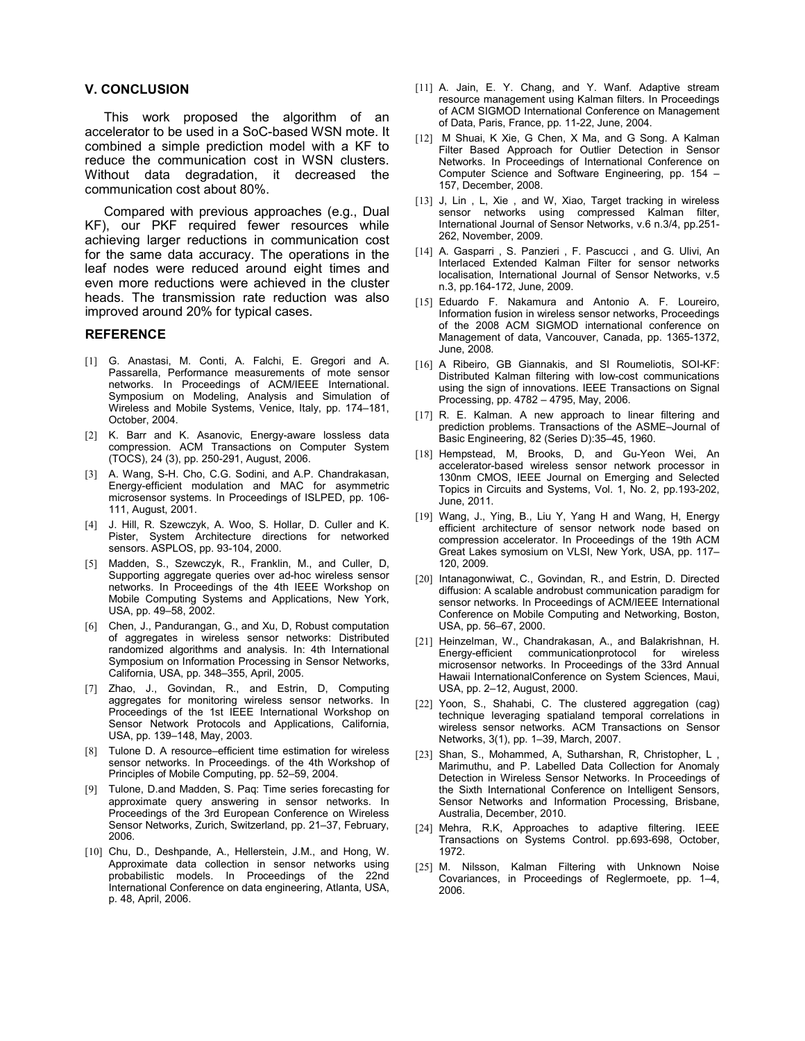## V. CONCLUSION

This work proposed the algorithm of an accelerator to be used in a SoC-based WSN mote. It combined a simple prediction model with a KF to reduce the communication cost in WSN clusters. Without data degradation, it decreased the communication cost about 80%.

Compared with previous approaches (e.g., Dual KF), our PKF required fewer resources while achieving larger reductions in communication cost for the same data accuracy. The operations in the leaf nodes were reduced around eight times and even more reductions were achieved in the cluster heads. The transmission rate reduction was also improved around 20% for typical cases.

## REFERENCE

[1] G. Anastasi, M. Conti, A. Falchi, E. Gregori and A. Passarella, Performance measurements of mote sensor networks. In Proceedings of ACM/IEEE International. Symposium on Modeling, Analysis and Simulation of Wireless and Mobile Systems, Venice, Italy, pp. 174–181, October, 2004.

[2] K. Barr and K. Asanovic, Energy-aware lossless data compression. ACM Transactions on Computer System (TOCS), 24 (3), pp. 250-291, August, 2006.

[3] A. Wang, S-H. Cho, C.G. Sodini, and A.P. Chandrakasan, Energy-efficient modulation and MAC for asymmetric microsensor systems. In Proceedings of ISLPED, pp. 106-111, August, 2001.

[4] J. Hill, R. Szewczyk, A. Woo, S. Hollar, D. Culler and K. Pister, System Architecture directions for networked sensors. ASPLOS, pp. 93-104, 2000.

[5] Madden, S., Szewczyk, R., Franklin, M., and Culler, D, Supporting aggregate queries over ad-hoc wireless sensor networks. In Proceedings of the 4th IEEE Workshop on Mobile Computing Systems and Applications, New York, USA, pp. 49–58, 2002.

[6] Chen, J., Pandurangan, G., and Xu, D, Robust computation of aggregates in wireless sensor networks: Distributed randomized algorithms and analysis. In: 4th International Symposium on Information Processing in Sensor Networks, California, USA, pp. 348–355, April, 2005.

[7] Zhao, J., Govindan, R., and Estrin, D, Computing aggregates for monitoring wireless sensor networks. In Proceedings of the 1st IEEE International Workshop on Sensor Network Protocols and Applications, California, USA, pp. 139–148, May, 2003.

[8] Tulone D. A resource–efficient time estimation for wireless sensor networks. In Proceedings. of the 4th Workshop of Principles of Mobile Computing, pp. 52–59, 2004.

[9] Tulone, D.and Madden, S. Paq: Time series forecasting for approximate query answering in sensor networks. In Proceedings of the 3rd European Conference on Wireless Sensor Networks, Zurich, Switzerland, pp. 21–37, February, 2006.

[10] Chu, D., Deshpande, A., Hellerstein, J.M., and Hong, W. Approximate data collection in sensor networks using probabilistic models. In Proceedings of the 22nd International Conference on data engineering, Atlanta, USA, p. 48, April, 2006.

[11] A. Jain, E. Y. Chang, and Y. Wanf. Adaptive stream resource management using Kalman filters. In Proceedings of ACM SIGMOD International Conference on Management of Data, Paris, France, pp. 11-22, June, 2004.

[12] M Shuai, K Xie, G Chen, X Ma, and G Song. A Kalman Filter Based Approach for Outlier Detection in Sensor Networks. In Proceedings of International Conference on Computer Science and Software Engineering, pp. 154 – 157, December, 2008.

[13] J, Lin , L, Xie , and W, Xiao, Target tracking in wireless sensor networks using compressed Kalman filter, International Journal of Sensor Networks, v.6 n.3/4, pp.251-262, November, 2009.

[14] A. Gasparri , S. Panzieri , F. Pascucci , and G. Ulivi, An Interlaced Extended Kalman Filter for sensor networks localisation, International Journal of Sensor Networks, v.5 n.3, pp.164-172, June, 2009.

[15] Eduardo F. Nakamura and Antonio A. F. Loureiro, Information fusion in wireless sensor networks, Proceedings of the 2008 ACM SIGMOD international conference on Management of data, Vancouver, Canada, pp. 1365-1372, June, 2008.

[16] A Ribeiro, GB Giannakis, and SI Roumeliotis, SOI-KF: Distributed Kalman filtering with low-cost communications using the sign of innovations. IEEE Transactions on Signal Processing, pp. 4782 – 4795, May, 2006.

[17] R. E. Kalman. A new approach to linear filtering and prediction problems. Transactions of the ASME–Journal of Basic Engineering, 82 (Series D):35–45, 1960.

[18] Hempstead, M, Brooks, D, and Gu-Yeon Wei, An accelerator-based wireless sensor network processor in 130nm CMOS, IEEE Journal on Emerging and Selected Topics in Circuits and Systems, Vol. 1, No. 2, pp.193-202, June, 2011.

[19] Wang, J., Ying, B., Liu Y, Yang H and Wang, H, Energy efficient architecture of sensor network node based on compression accelerator. In Proceedings of the 19th ACM Great Lakes symosium on VLSI, New York, USA, pp. 117–120, 2009.

[20] Intanagonwiwat, C., Govindan, R., and Estrin, D. Directed diffusion: A scalable androbust communication paradigm for sensor networks. In Proceedings of ACM/IEEE International Conference on Mobile Computing and Networking, Boston, USA, pp. 56–67, 2000.

[21] Heinzelman, W., Chandrakasan, A., and Balakrishnan, H. Energy-efficient communicationprotocol for wireless microsensor networks. In Proceedings of the 33rd Annual Hawaii InternationalConference on System Sciences, Maui, USA, pp. 2–12, August, 2000.

[22] Yoon, S., Shahabi, C. The clustered aggregation (cag) technique leveraging spatialand temporal correlations in wireless sensor networks. ACM Transactions on Sensor Networks, 3(1), pp. 1–39, March, 2007.

[23] Shan, S., Mohammed, A, Sutharshan, R, Christopher, L , Marimuthu, and P. Labelled Data Collection for Anomaly Detection in Wireless Sensor Networks. In Proceedings of the Sixth International Conference on Intelligent Sensors, Sensor Networks and Information Processing, Brisbane, Australia, December, 2010.

[24] Mehra, R.K, Approaches to adaptive filtering. IEEE Transactions on Systems Control. pp.693-698, October, 1972.

[25] M. Nilsson, Kalman Filtering with Unknown Noise Covariances, in Proceedings of Reglermoete, pp. 1–4, 2006.